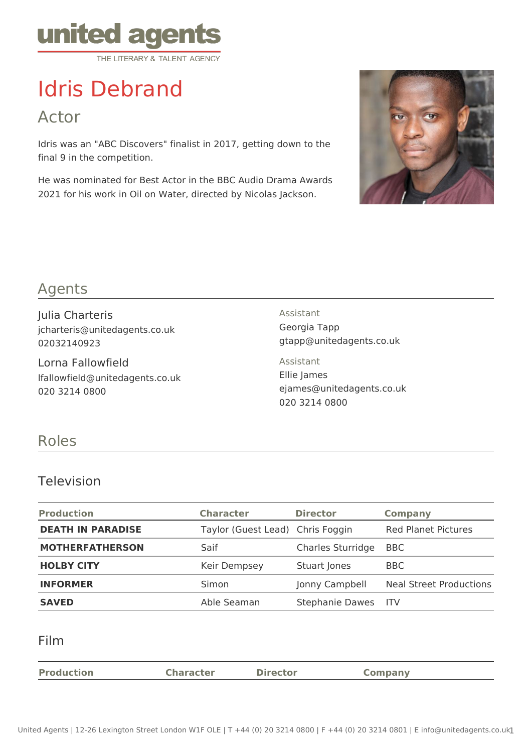united agents

THE LITERARY & TALENT AGENCY

# Idris Debrand

## Actor

Idris was an "ABC Discovers" finalist in 2017, getting down to the final 9 in the competition.

He was nominated for Best Actor in the BBC Audio Drama Awards 2021 for his work in Oil on Water, directed by Nicolas Jackson.

## Agents

Julia Charteris
jcharteris@unitedagents.co.uk
02032140923

Assistant
Georgia Tapp
gtapp@unitedagents.co.uk

Lorna Fallowfield
lfallowfield@unitedagents.co.uk
020 3214 0800

Assistant
Ellie James
ejames@unitedagents.co.uk
020 3214 0800

## Roles

### Television

| Production | Character | Director | Company |
|---|---|---|---|
| **DEATH IN PARADISE** | Taylor (Guest Lead) | Chris Foggin | Red Planet Pictures |
| **MOTHERFATHERSON** | Saif | Charles Sturridge | BBC |
| **HOLBY CITY** | Keir Dempsey | Stuart Jones | BBC |
| **INFORMER** | Simon | Jonny Campbell | Neal Street Productions |
| **SAVED** | Able Seaman | Stephanie Dawes | ITV |

### Film

| Production | Character | Director | Company |
|---|---|---|---|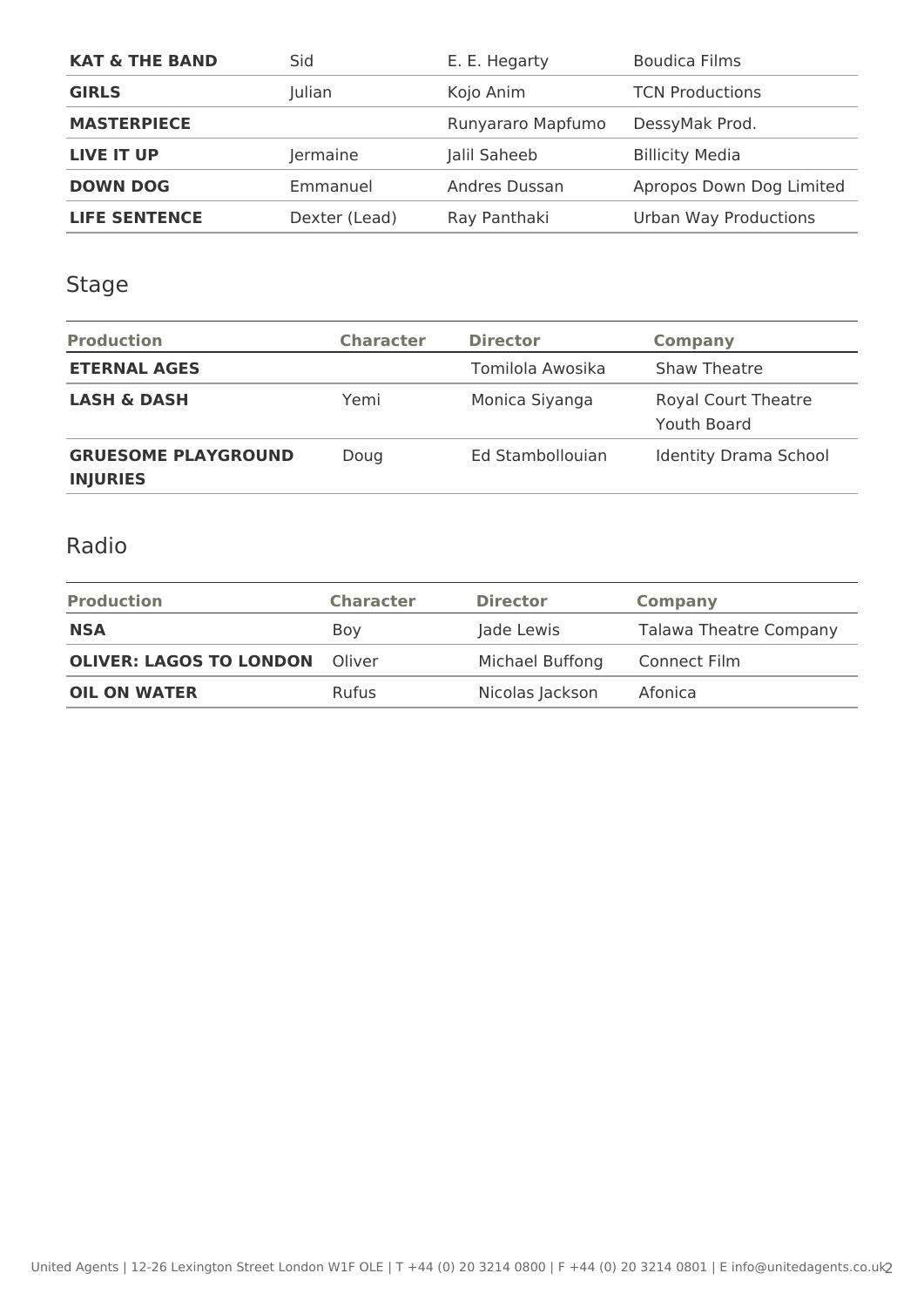| | | | |
|---|---|---|---|
| **KAT & THE BAND** | Sid | E. E. Hegarty | Boudica Films |
| **GIRLS** | Julian | Kojo Anim | TCN Productions |
| **MASTERPIECE** | | Runyararo Mapfumo | DessyMak Prod. |
| **LIVE IT UP** | Jermaine | Jalil Saheeb | Billicity Media |
| **DOWN DOG** | Emmanuel | Andres Dussan | Apropos Down Dog Limited |
| **LIFE SENTENCE** | Dexter (Lead) | Ray Panthaki | Urban Way Productions |

## Stage

| Production | Character | Director | Company |
|---|---|---|---|
| **ETERNAL AGES** | | Tomilola Awosika | Shaw Theatre |
| **LASH & DASH** | Yemi | Monica Siyanga | Royal Court Theatre Youth Board |
| **GRUESOME PLAYGROUND INJURIES** | Doug | Ed Stambollouian | Identity Drama School |

## Radio

| Production | Character | Director | Company |
|---|---|---|---|
| **NSA** | Boy | Jade Lewis | Talawa Theatre Company |
| **OLIVER: LAGOS TO LONDON** | Oliver | Michael Buffong | Connect Film |
| **OIL ON WATER** | Rufus | Nicolas Jackson | Afonica |

United Agents | 12-26 Lexington Street London W1F OLE | T +44 (0) 20 3214 0800 | F +44 (0) 20 3214 0801 | E info@unitedagents.co.uk